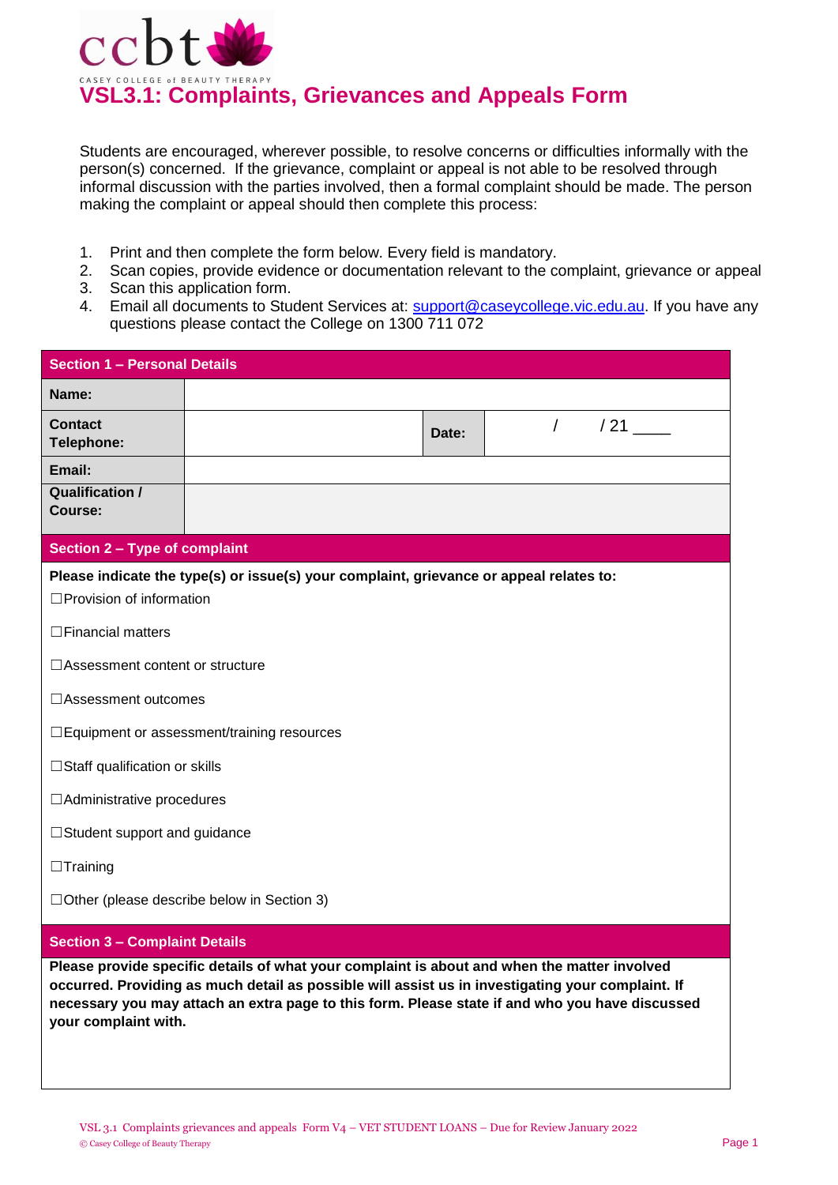ccbt

CASEY COLLEGE of BEAUTY THERAPY

# VSL3.1: Complaints, Grievances and Appeals Form

Students are encouraged, wherever possible, to resolve concerns or difficulties informally with the person(s) concerned. If the grievance, complaint or appeal is not able to be resolved through informal discussion with the parties involved, then a formal complaint should be made. The person making the complaint or appeal should then complete this process:

1. Print and then complete the form below. Every field is mandatory.
2. Scan copies, provide evidence or documentation relevant to the complaint, grievance or appeal
3. Scan this application form.
4. Email all documents to Student Services at: support@caseycollege.vic.edu.au. If you have any questions please contact the College on 1300 711 072

| | | | |
|---|---|---|---|
| **Section 1 – Personal Details** | | | |
| **Name:** | | | |
| **Contact Telephone:** | | **Date:** | / / 21 ____ |
| **Email:** | | | |
| **Qualification / Course:** | | | |

**Section 2 – Type of complaint**

**Please indicate the type(s) or issue(s) your complaint, grievance or appeal relates to:**

☐Provision of information

☐Financial matters

☐Assessment content or structure

☐Assessment outcomes

☐Equipment or assessment/training resources

☐Staff qualification or skills

☐Administrative procedures

☐Student support and guidance

☐Training

☐Other (please describe below in Section 3)

**Section 3 – Complaint Details**

**Please provide specific details of what your complaint is about and when the matter involved occurred. Providing as much detail as possible will assist us in investigating your complaint. If necessary you may attach an extra page to this form. Please state if and who you have discussed your complaint with.**

VSL 3.1 Complaints grievances and appeals Form V4 – VET STUDENT LOANS – Due for Review January 2022

© Casey College of Beauty Therapy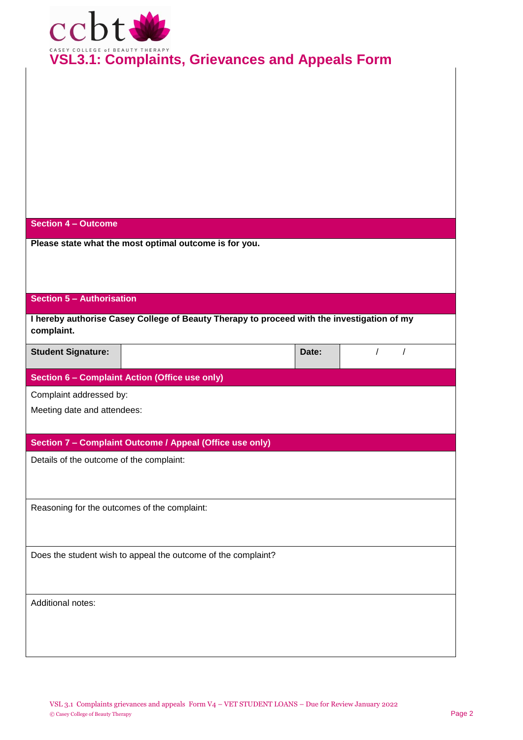# VSL3.1: Complaints, Grievances and Appeals Form

| | |
|---|---|
| **Section 4 – Outcome** | |
| **Please state what the most optimal outcome is for you.** | |

| | | | |
|---|---|---|---|
| **Section 5 – Authorisation** | | | |
| **I hereby authorise Casey College of Beauty Therapy to proceed with the investigation of my complaint.** | | | |
| **Student Signature:** | | **Date:** | / / |

**Section 6 – Complaint Action (Office use only)**

Complaint addressed by:

Meeting date and attendees:

**Section 7 – Complaint Outcome / Appeal (Office use only)**

Details of the outcome of the complaint:

Reasoning for the outcomes of the complaint:

Does the student wish to appeal the outcome of the complaint?

Additional notes: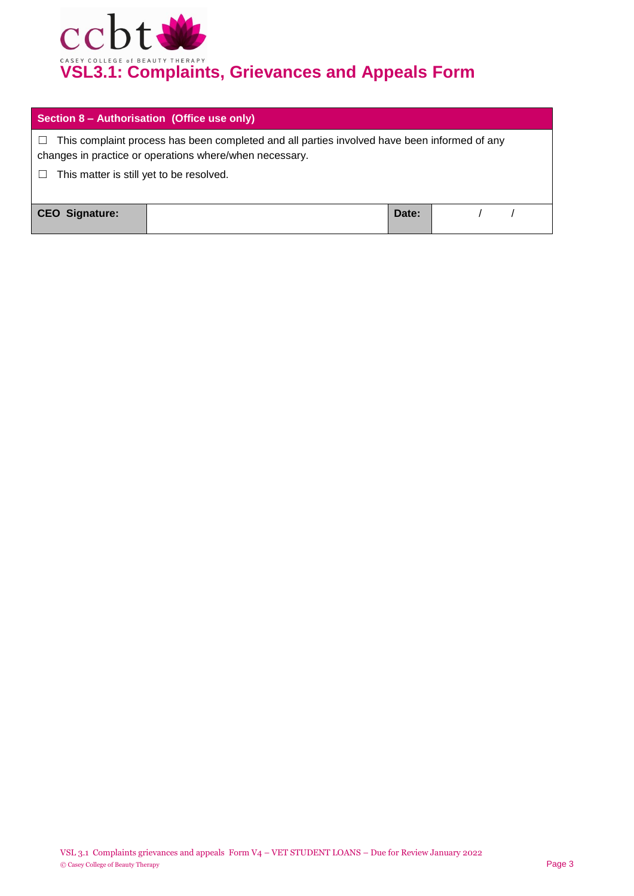# VSL3.1: Complaints, Grievances and Appeals Form

| Section 8 – Authorisation (Office use only) | | | |
|---|---|---|---|
| ☐ This complaint process has been completed and all parties involved have been informed of any changes in practice or operations where/when necessary.<br>☐ This matter is still yet to be resolved. | | | |
| **CEO Signature:** | | **Date:** | / / |